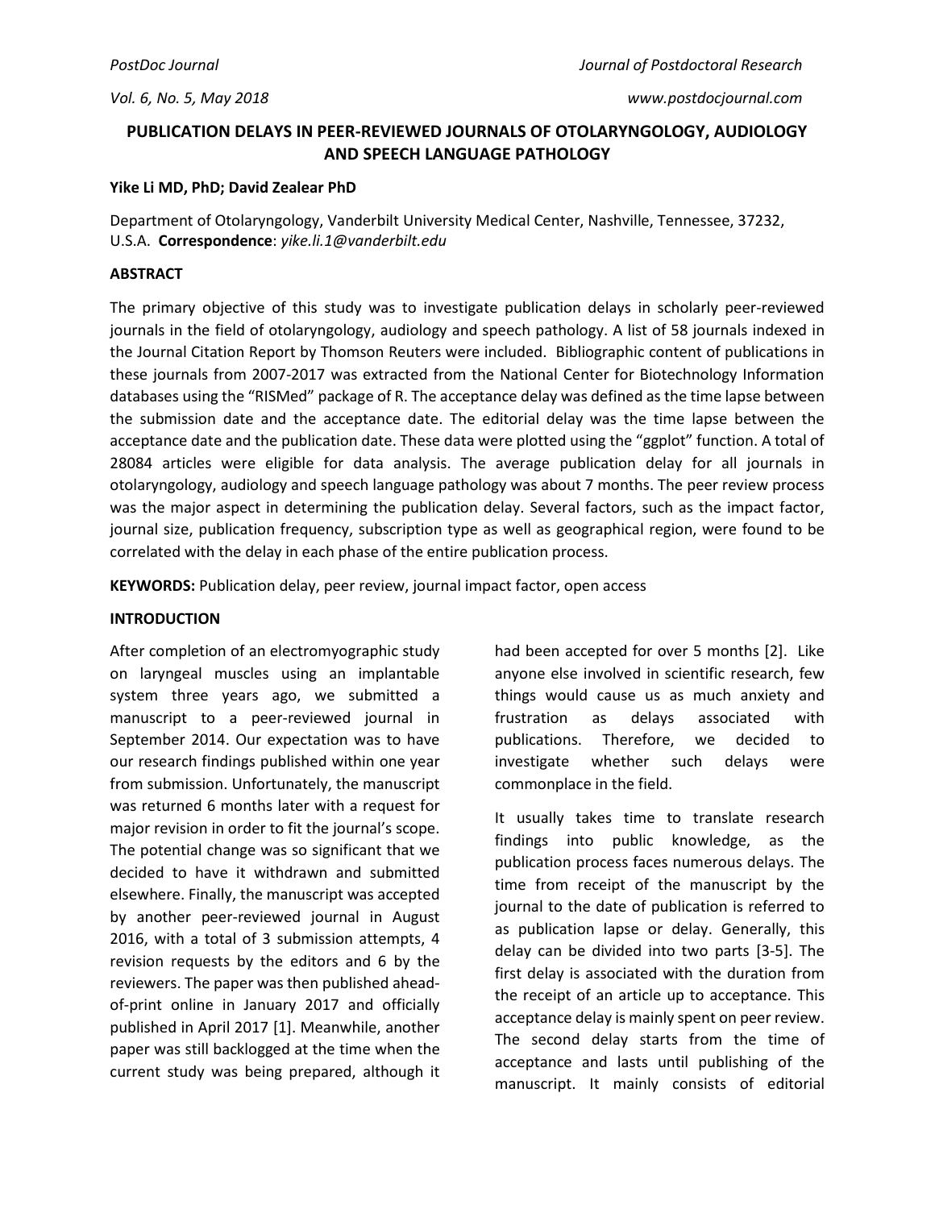# PUBLICATION DELAYS IN PEER-REVIEWED JOURNALS OF OTOLARYNGOLOGY, AUDIOLOGY AND SPEECH LANGUAGE PATHOLOGY

**Yike Li MD, PhD; David Zealear PhD**

Department of Otolaryngology, Vanderbilt University Medical Center, Nashville, Tennessee, 37232, U.S.A. **Correspondence**: *yike.li.1@vanderbilt.edu*

## ABSTRACT

The primary objective of this study was to investigate publication delays in scholarly peer-reviewed journals in the field of otolaryngology, audiology and speech pathology. A list of 58 journals indexed in the Journal Citation Report by Thomson Reuters were included. Bibliographic content of publications in these journals from 2007-2017 was extracted from the National Center for Biotechnology Information databases using the "RISMed" package of R. The acceptance delay was defined as the time lapse between the submission date and the acceptance date. The editorial delay was the time lapse between the acceptance date and the publication date. These data were plotted using the "ggplot" function. A total of 28084 articles were eligible for data analysis. The average publication delay for all journals in otolaryngology, audiology and speech language pathology was about 7 months. The peer review process was the major aspect in determining the publication delay. Several factors, such as the impact factor, journal size, publication frequency, subscription type as well as geographical region, were found to be correlated with the delay in each phase of the entire publication process.

**KEYWORDS:** Publication delay, peer review, journal impact factor, open access

## INTRODUCTION

After completion of an electromyographic study on laryngeal muscles using an implantable system three years ago, we submitted a manuscript to a peer-reviewed journal in September 2014. Our expectation was to have our research findings published within one year from submission. Unfortunately, the manuscript was returned 6 months later with a request for major revision in order to fit the journal's scope. The potential change was so significant that we decided to have it withdrawn and submitted elsewhere. Finally, the manuscript was accepted by another peer-reviewed journal in August 2016, with a total of 3 submission attempts, 4 revision requests by the editors and 6 by the reviewers. The paper was then published ahead-of-print online in January 2017 and officially published in April 2017 [1]. Meanwhile, another paper was still backlogged at the time when the current study was being prepared, although it had been accepted for over 5 months [2]. Like anyone else involved in scientific research, few things would cause us as much anxiety and frustration as delays associated with publications. Therefore, we decided to investigate whether such delays were commonplace in the field.

It usually takes time to translate research findings into public knowledge, as the publication process faces numerous delays. The time from receipt of the manuscript by the journal to the date of publication is referred to as publication lapse or delay. Generally, this delay can be divided into two parts [3-5]. The first delay is associated with the duration from the receipt of an article up to acceptance. This acceptance delay is mainly spent on peer review. The second delay starts from the time of acceptance and lasts until publishing of the manuscript. It mainly consists of editorial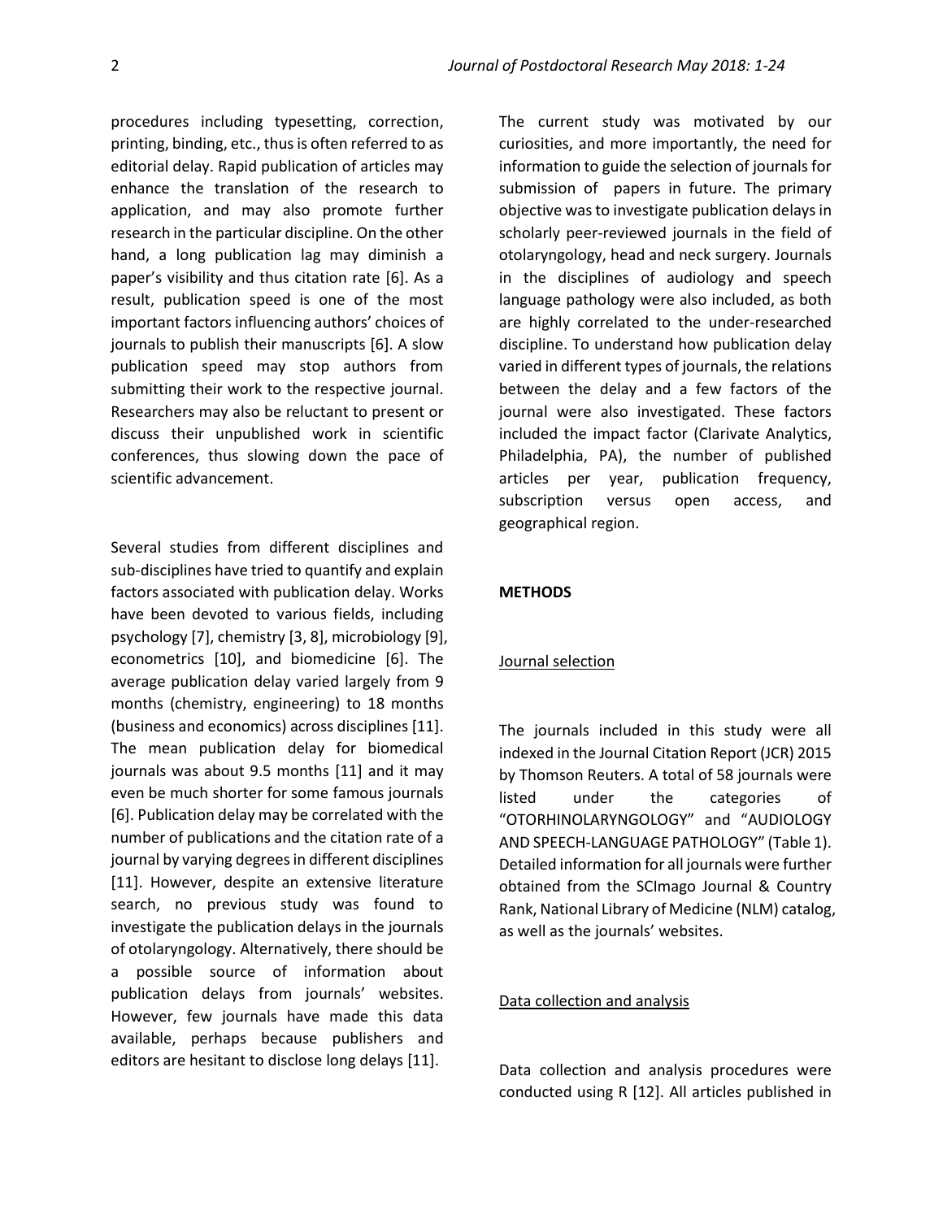procedures including typesetting, correction, printing, binding, etc., thus is often referred to as editorial delay. Rapid publication of articles may enhance the translation of the research to application, and may also promote further research in the particular discipline. On the other hand, a long publication lag may diminish a paper's visibility and thus citation rate [6]. As a result, publication speed is one of the most important factors influencing authors' choices of journals to publish their manuscripts [6]. A slow publication speed may stop authors from submitting their work to the respective journal. Researchers may also be reluctant to present or discuss their unpublished work in scientific conferences, thus slowing down the pace of scientific advancement.

Several studies from different disciplines and sub-disciplines have tried to quantify and explain factors associated with publication delay. Works have been devoted to various fields, including psychology [7], chemistry [3, 8], microbiology [9], econometrics [10], and biomedicine [6]. The average publication delay varied largely from 9 months (chemistry, engineering) to 18 months (business and economics) across disciplines [11]. The mean publication delay for biomedical journals was about 9.5 months [11] and it may even be much shorter for some famous journals [6]. Publication delay may be correlated with the number of publications and the citation rate of a journal by varying degrees in different disciplines [11]. However, despite an extensive literature search, no previous study was found to investigate the publication delays in the journals of otolaryngology. Alternatively, there should be a possible source of information about publication delays from journals' websites. However, few journals have made this data available, perhaps because publishers and editors are hesitant to disclose long delays [11].

The current study was motivated by our curiosities, and more importantly, the need for information to guide the selection of journals for submission of papers in future. The primary objective was to investigate publication delays in scholarly peer-reviewed journals in the field of otolaryngology, head and neck surgery. Journals in the disciplines of audiology and speech language pathology were also included, as both are highly correlated to the under-researched discipline. To understand how publication delay varied in different types of journals, the relations between the delay and a few factors of the journal were also investigated. These factors included the impact factor (Clarivate Analytics, Philadelphia, PA), the number of published articles per year, publication frequency, subscription versus open access, and geographical region.

## METHODS

### Journal selection

The journals included in this study were all indexed in the Journal Citation Report (JCR) 2015 by Thomson Reuters. A total of 58 journals were listed under the categories of "OTORHINOLARYNGOLOGY" and "AUDIOLOGY AND SPEECH-LANGUAGE PATHOLOGY" (Table 1). Detailed information for all journals were further obtained from the SCImago Journal & Country Rank, National Library of Medicine (NLM) catalog, as well as the journals' websites.

### Data collection and analysis

Data collection and analysis procedures were conducted using R [12]. All articles published in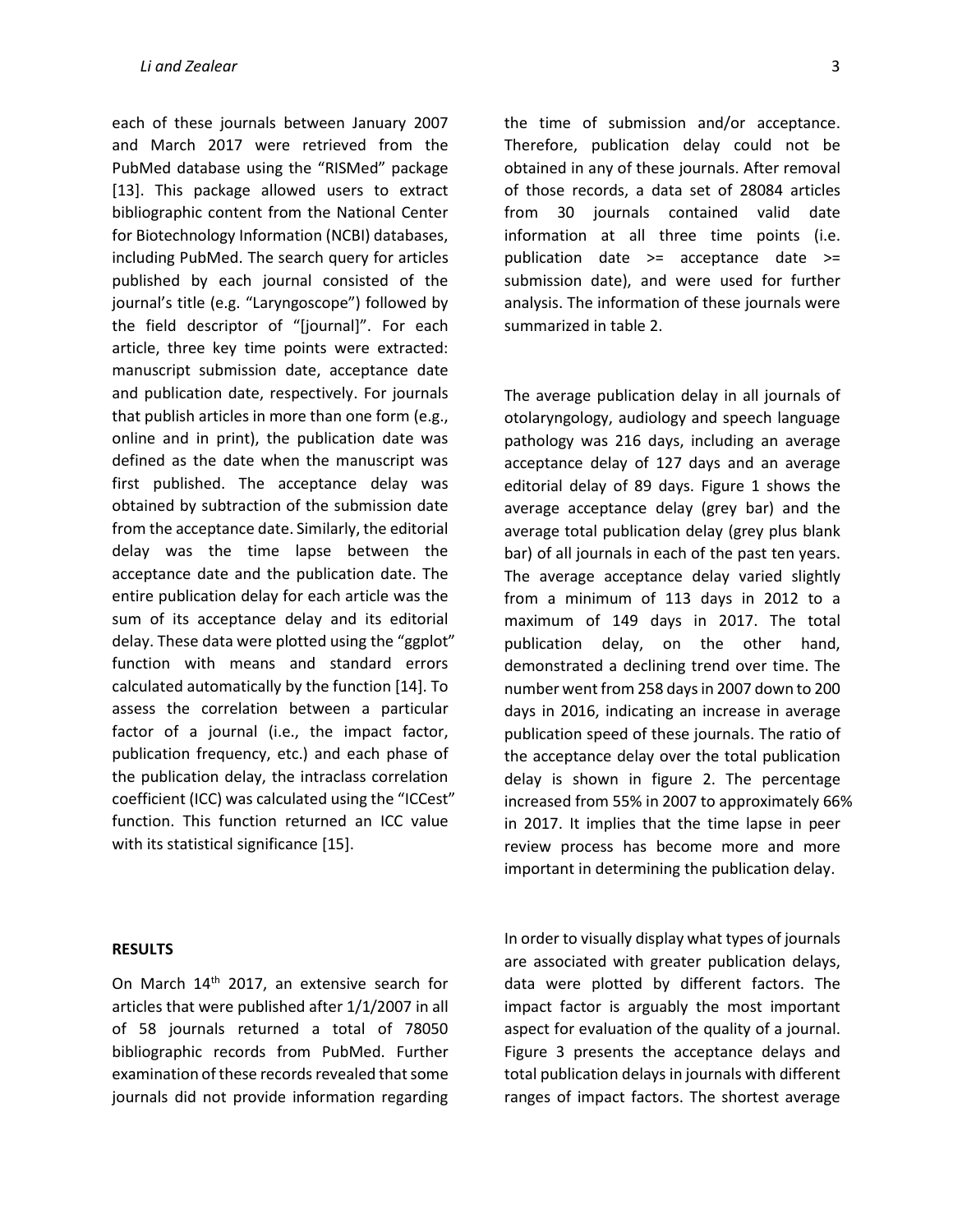each of these journals between January 2007 and March 2017 were retrieved from the PubMed database using the "RISMed" package [13]. This package allowed users to extract bibliographic content from the National Center for Biotechnology Information (NCBI) databases, including PubMed. The search query for articles published by each journal consisted of the journal's title (e.g. "Laryngoscope") followed by the field descriptor of "[journal]". For each article, three key time points were extracted: manuscript submission date, acceptance date and publication date, respectively. For journals that publish articles in more than one form (e.g., online and in print), the publication date was defined as the date when the manuscript was first published. The acceptance delay was obtained by subtraction of the submission date from the acceptance date. Similarly, the editorial delay was the time lapse between the acceptance date and the publication date. The entire publication delay for each article was the sum of its acceptance delay and its editorial delay. These data were plotted using the "ggplot" function with means and standard errors calculated automatically by the function [14]. To assess the correlation between a particular factor of a journal (i.e., the impact factor, publication frequency, etc.) and each phase of the publication delay, the intraclass correlation coefficient (ICC) was calculated using the "ICCest" function. This function returned an ICC value with its statistical significance [15].

## RESULTS

On March 14th 2017, an extensive search for articles that were published after 1/1/2007 in all of 58 journals returned a total of 78050 bibliographic records from PubMed. Further examination of these records revealed that some journals did not provide information regarding the time of submission and/or acceptance. Therefore, publication delay could not be obtained in any of these journals. After removal of those records, a data set of 28084 articles from 30 journals contained valid date information at all three time points (i.e. publication date >= acceptance date >= submission date), and were used for further analysis. The information of these journals were summarized in table 2.

The average publication delay in all journals of otolaryngology, audiology and speech language pathology was 216 days, including an average acceptance delay of 127 days and an average editorial delay of 89 days. Figure 1 shows the average acceptance delay (grey bar) and the average total publication delay (grey plus blank bar) of all journals in each of the past ten years. The average acceptance delay varied slightly from a minimum of 113 days in 2012 to a maximum of 149 days in 2017. The total publication delay, on the other hand, demonstrated a declining trend over time. The number went from 258 days in 2007 down to 200 days in 2016, indicating an increase in average publication speed of these journals. The ratio of the acceptance delay over the total publication delay is shown in figure 2. The percentage increased from 55% in 2007 to approximately 66% in 2017. It implies that the time lapse in peer review process has become more and more important in determining the publication delay.

In order to visually display what types of journals are associated with greater publication delays, data were plotted by different factors. The impact factor is arguably the most important aspect for evaluation of the quality of a journal. Figure 3 presents the acceptance delays and total publication delays in journals with different ranges of impact factors. The shortest average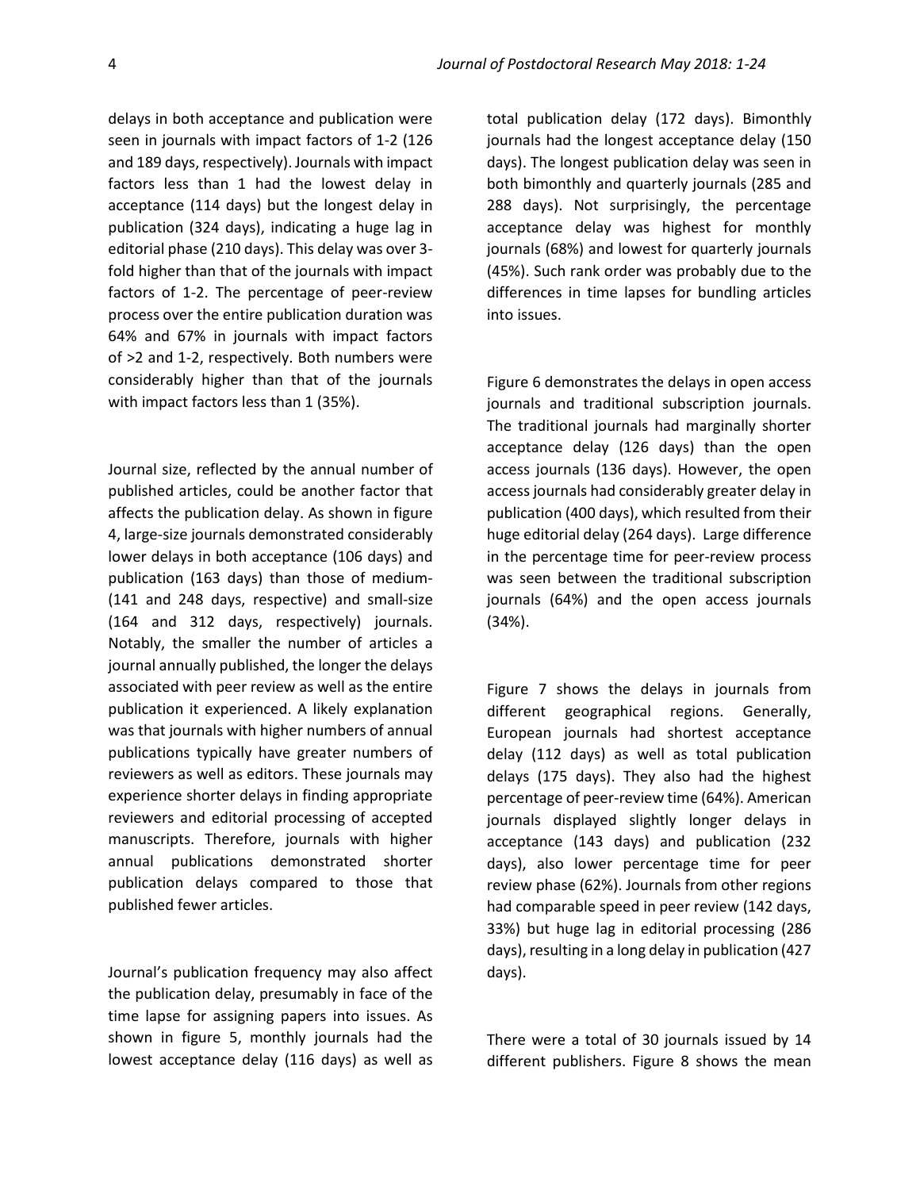delays in both acceptance and publication were seen in journals with impact factors of 1-2 (126 and 189 days, respectively). Journals with impact factors less than 1 (114 days) had the lowest delay in acceptance (114 days) but the longest delay in publication (324 days), indicating a huge lag in editorial phase (210 days). This delay was over 3-fold higher than that of the journals with impact factors of 1-2. The percentage of peer-review process over the entire publication duration was 64% and 67% in journals with impact factors of >2 and 1-2, respectively. Both numbers were considerably higher than that of the journals with impact factors less than 1 (35%).

Journal size, reflected by the annual number of published articles, could be another factor that affects the publication delay. As shown in figure 4, large-size journals demonstrated considerably lower delays in both acceptance (106 days) and publication (163 days) than those of medium- (141 and 248 days, respective) and small-size (164 and 312 days, respectively) journals. Notably, the smaller the number of articles a journal annually published, the longer the delays associated with peer review as well as the entire publication it experienced. A likely explanation was that journals with higher numbers of annual publications typically have greater numbers of reviewers as well as editors. These journals may experience shorter delays in finding appropriate reviewers and editorial processing of accepted manuscripts. Therefore, journals with higher annual publications demonstrated shorter publication delays compared to those that published fewer articles.

Journal's publication frequency may also affect the publication delay, presumably in face of the time lapse for assigning papers into issues. As shown in figure 5, monthly journals had the lowest acceptance delay (116 days) as well as total publication delay (172 days). Bimonthly journals had the longest acceptance delay (150 days). The longest publication delay was seen in both bimonthly and quarterly journals (285 and 288 days). Not surprisingly, the percentage acceptance delay was highest for monthly journals (68%) and lowest for quarterly journals (45%). Such rank order was probably due to the differences in time lapses for bundling articles into issues.

Figure 6 demonstrates the delays in open access journals and traditional subscription journals. The traditional journals had marginally shorter acceptance delay (126 days) than the open access journals (136 days). However, the open access journals had considerably greater delay in publication (400 days), which resulted from their huge editorial delay (264 days). Large difference in the percentage time for peer-review process was seen between the traditional subscription journals (64%) and the open access journals (34%).

Figure 7 shows the delays in journals from different geographical regions. Generally, European journals had shortest acceptance delay (112 days) as well as total publication delays (175 days). They also had the highest percentage of peer-review time (64%). American journals displayed slightly longer delays in acceptance (143 days) and publication (232 days), also lower percentage time for peer review phase (62%). Journals from other regions had comparable speed in peer review (142 days, 33%) but huge lag in editorial processing (286 days), resulting in a long delay in publication (427 days).

There were a total of 30 journals issued by 14 different publishers. Figure 8 shows the mean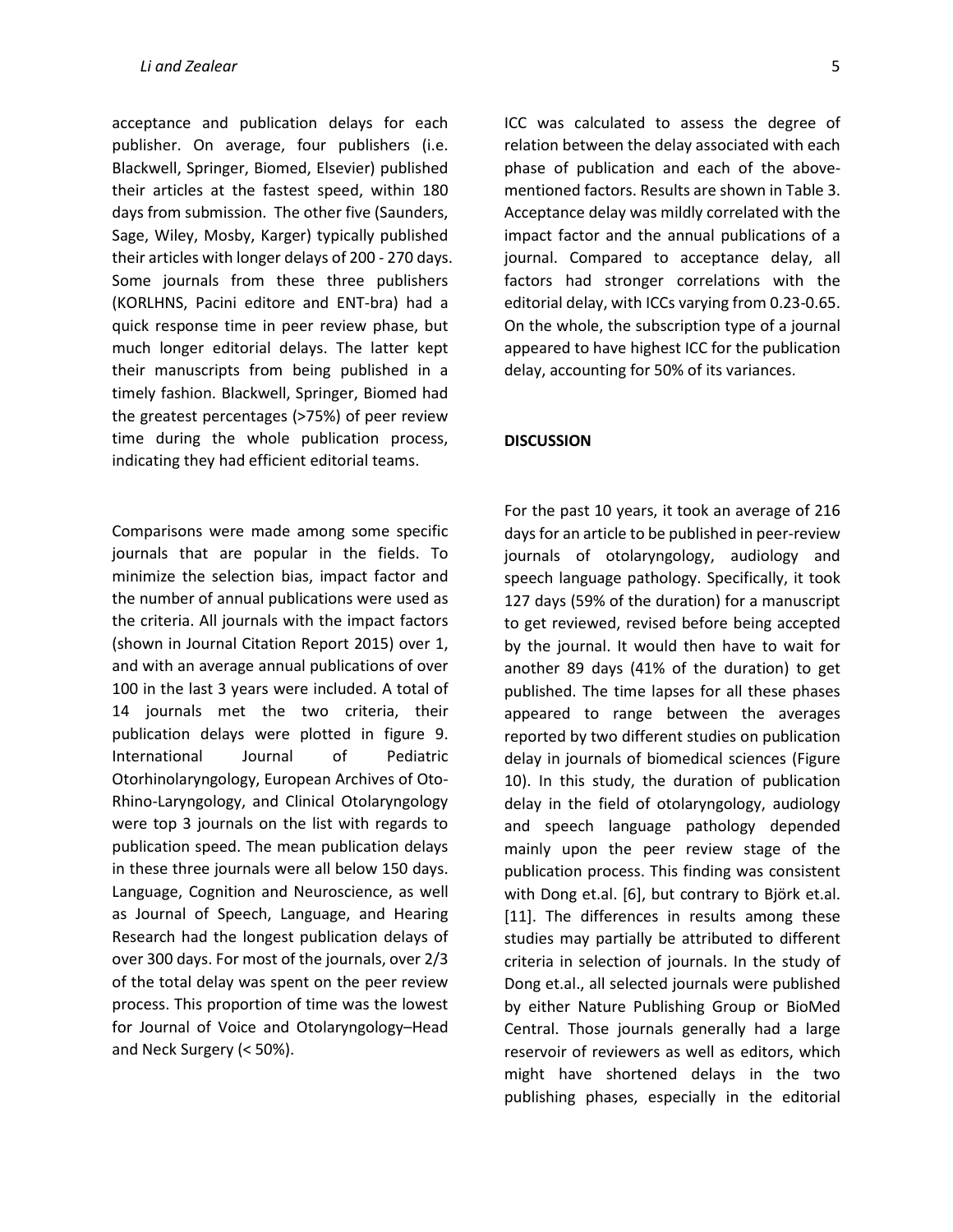acceptance and publication delays for each publisher. On average, four publishers (i.e. Blackwell, Springer, Biomed, Elsevier) published their articles at the fastest speed, within 180 days from submission. The other five (Saunders, Sage, Wiley, Mosby, Karger) typically published their articles with longer delays of 200 - 270 days. Some journals from these three publishers (KORLHNS, Pacini editore and ENT-bra) had a quick response time in peer review phase, but much longer editorial delays. The latter kept their manuscripts from being published in a timely fashion. Blackwell, Springer, Biomed had the greatest percentages (>75%) of peer review time during the whole publication process, indicating they had efficient editorial teams.

Comparisons were made among some specific journals that are popular in the fields. To minimize the selection bias, impact factor and the number of annual publications were used as the criteria. All journals with the impact factors (shown in Journal Citation Report 2015) over 1, and with an average annual publications of over 100 in the last 3 years were included. A total of 14 journals met the two criteria, their publication delays were plotted in figure 9. International Journal of Pediatric Otorhinolaryngology, European Archives of Oto-Rhino-Laryngology, and Clinical Otolaryngology were top 3 journals on the list with regards to publication speed. The mean publication delays in these three journals were all below 150 days. Language, Cognition and Neuroscience, as well as Journal of Speech, Language, and Hearing Research had the longest publication delays of over 300 days. For most of the journals, over 2/3 of the total delay was spent on the peer review process. This proportion of time was the lowest for Journal of Voice and Otolaryngology–Head and Neck Surgery (< 50%).

ICC was calculated to assess the degree of relation between the delay associated with each phase of publication and each of the above-mentioned factors. Results are shown in Table 3. Acceptance delay was mildly correlated with the impact factor and the annual publications of a journal. Compared to acceptance delay, all factors had stronger correlations with the editorial delay, with ICCs varying from 0.23-0.65. On the whole, the subscription type of a journal appeared to have highest ICC for the publication delay, accounting for 50% of its variances.

**DISCUSSION**

For the past 10 years, it took an average of 216 days for an article to be published in peer-review journals of otolaryngology, audiology and speech language pathology. Specifically, it took 127 days (59% of the duration) for a manuscript to get reviewed, revised before being accepted by the journal. It would then have to wait for another 89 days (41% of the duration) to get published. The time lapses for all these phases appeared to range between the averages reported by two different studies on publication delay in journals of biomedical sciences (Figure 10). In this study, the duration of publication delay in the field of otolaryngology, audiology and speech language pathology depended mainly upon the peer review stage of the publication process. This finding was consistent with Dong et.al. [6], but contrary to Björk et.al. [11]. The differences in results among these studies may partially be attributed to different criteria in selection of journals. In the study of Dong et.al., all selected journals were published by either Nature Publishing Group or BioMed Central. Those journals generally had a large reservoir of reviewers as well as editors, which might have shortened delays in the two publishing phases, especially in the editorial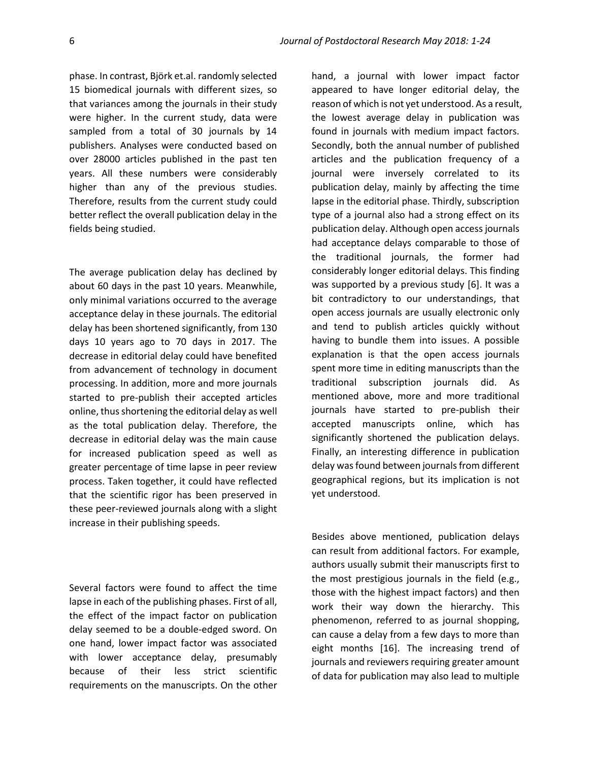phase. In contrast, Björk et.al. randomly selected 15 biomedical journals with different sizes, so that variances among the journals in their study were higher. In the current study, data were sampled from a total of 30 journals by 14 publishers. Analyses were conducted based on over 28000 articles published in the past ten years. All these numbers were considerably higher than any of the previous studies. Therefore, results from the current study could better reflect the overall publication delay in the fields being studied.

The average publication delay has declined by about 60 days in the past 10 years. Meanwhile, only minimal variations occurred to the average acceptance delay in these journals. The editorial delay has been shortened significantly, from 130 days 10 years ago to 70 days in 2017. The decrease in editorial delay could have benefited from advancement of technology in document processing. In addition, more and more journals started to pre-publish their accepted articles online, thus shortening the editorial delay as well as the total publication delay. Therefore, the decrease in editorial delay was the main cause for increased publication speed as well as greater percentage of time lapse in peer review process. Taken together, it could have reflected that the scientific rigor has been preserved in these peer-reviewed journals along with a slight increase in their publishing speeds.

Several factors were found to affect the time lapse in each of the publishing phases. First of all, the effect of the impact factor on publication delay seemed to be a double-edged sword. On one hand, lower impact factor was associated with lower acceptance delay, presumably because of their less strict scientific requirements on the manuscripts. On the other hand, a journal with lower impact factor appeared to have longer editorial delay, the reason of which is not yet understood. As a result, the lowest average delay in publication was found in journals with medium impact factors. Secondly, both the annual number of published articles and the publication frequency of a journal were inversely correlated to its publication delay, mainly by affecting the time lapse in the editorial phase. Thirdly, subscription type of a journal also had a strong effect on its publication delay. Although open access journals had acceptance delays comparable to those of the traditional journals, the former had considerably longer editorial delays. This finding was supported by a previous study [6]. It was a bit contradictory to our understandings, that open access journals are usually electronic only and tend to publish articles quickly without having to bundle them into issues. A possible explanation is that the open access journals spent more time in editing manuscripts than the traditional subscription journals did. As mentioned above, more and more traditional journals have started to pre-publish their accepted manuscripts online, which has significantly shortened the publication delays. Finally, an interesting difference in publication delay was found between journals from different geographical regions, but its implication is not yet understood.

Besides above mentioned, publication delays can result from additional factors. For example, authors usually submit their manuscripts first to the most prestigious journals in the field (e.g., those with the highest impact factors) and then work their way down the hierarchy. This phenomenon, referred to as journal shopping, can cause a delay from a few days to more than eight months [16]. The increasing trend of journals and reviewers requiring greater amount of data for publication may also lead to multiple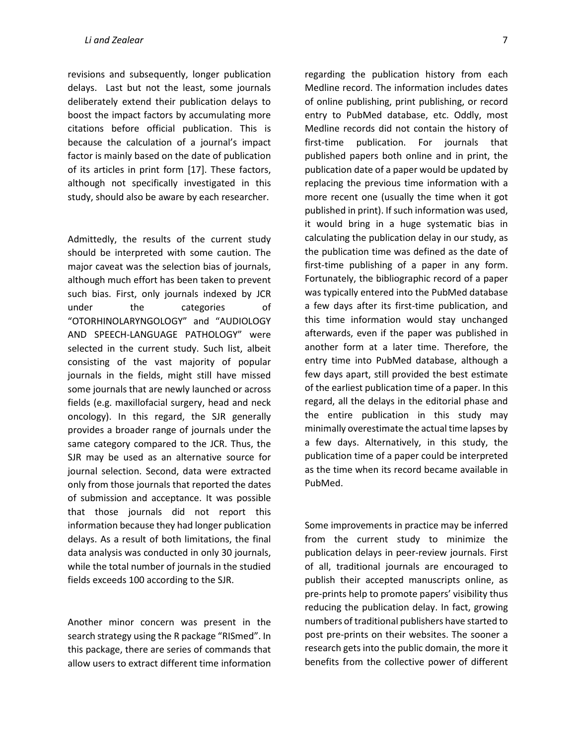revisions and subsequently, longer publication delays. Last but not the least, some journals deliberately extend their publication delays to boost the impact factors by accumulating more citations before official publication. This is because the calculation of a journal's impact factor is mainly based on the date of publication of its articles in print form [17]. These factors, although not specifically investigated in this study, should also be aware by each researcher.

Admittedly, the results of the current study should be interpreted with some caution. The major caveat was the selection bias of journals, although much effort has been taken to prevent such bias. First, only journals indexed by JCR under the categories of "OTORHINOLARYNGOLOGY" and "AUDIOLOGY AND SPEECH-LANGUAGE PATHOLOGY" were selected in the current study. Such list, albeit consisting of the vast majority of popular journals in the fields, might still have missed some journals that are newly launched or across fields (e.g. maxillofacial surgery, head and neck oncology). In this regard, the SJR generally provides a broader range of journals under the same category compared to the JCR. Thus, the SJR may be used as an alternative source for journal selection. Second, data were extracted only from those journals that reported the dates of submission and acceptance. It was possible that those journals did not report this information because they had longer publication delays. As a result of both limitations, the final data analysis was conducted in only 30 journals, while the total number of journals in the studied fields exceeds 100 according to the SJR.

Another minor concern was present in the search strategy using the R package "RISmed". In this package, there are series of commands that allow users to extract different time information regarding the publication history from each Medline record. The information includes dates of online publishing, print publishing, or record entry to PubMed database, etc. Oddly, most Medline records did not contain the history of first-time publication. For journals that published papers both online and in print, the publication date of a paper would be updated by replacing the previous time information with a more recent one (usually the time when it got published in print). If such information was used, it would bring in a huge systematic bias in calculating the publication delay in our study, as the publication time was defined as the date of first-time publishing of a paper in any form. Fortunately, the bibliographic record of a paper was typically entered into the PubMed database a few days after its first-time publication, and this time information would stay unchanged afterwards, even if the paper was published in another form at a later time. Therefore, the entry time into PubMed database, although a few days apart, still provided the best estimate of the earliest publication time of a paper. In this regard, all the delays in the editorial phase and the entire publication in this study may minimally overestimate the actual time lapses by a few days. Alternatively, in this study, the publication time of a paper could be interpreted as the time when its record became available in PubMed.

Some improvements in practice may be inferred from the current study to minimize the publication delays in peer-review journals. First of all, traditional journals are encouraged to publish their accepted manuscripts online, as pre-prints help to promote papers' visibility thus reducing the publication delay. In fact, growing numbers of traditional publishers have started to post pre-prints on their websites. The sooner a research gets into the public domain, the more it benefits from the collective power of different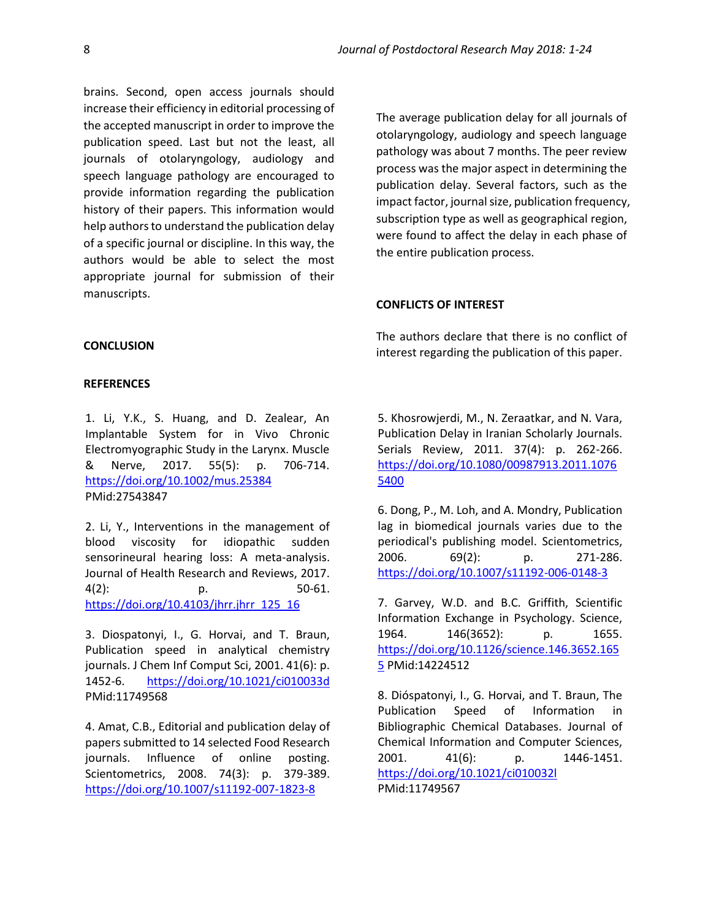brains. Second, open access journals should increase their efficiency in editorial processing of the accepted manuscript in order to improve the publication speed. Last but not the least, all journals of otolaryngology, audiology and speech language pathology are encouraged to provide information regarding the publication history of their papers. This information would help authors to understand the publication delay of a specific journal or discipline. In this way, the authors would be able to select the most appropriate journal for submission of their manuscripts.

## CONCLUSION

The average publication delay for all journals of otolaryngology, audiology and speech language pathology was about 7 months. The peer review process was the major aspect in determining the publication delay. Several factors, such as the impact factor, journal size, publication frequency, subscription type as well as geographical region, were found to affect the delay in each phase of the entire publication process.

## CONFLICTS OF INTEREST

The authors declare that there is no conflict of interest regarding the publication of this paper.

## REFERENCES

1. Li, Y.K., S. Huang, and D. Zealear, An Implantable System for in Vivo Chronic Electromyographic Study in the Larynx. Muscle & Nerve, 2017. 55(5): p. 706-714. https://doi.org/10.1002/mus.25384 PMid:27543847

2. Li, Y., Interventions in the management of blood viscosity for idiopathic sudden sensorineural hearing loss: A meta-analysis. Journal of Health Research and Reviews, 2017. 4(2): p. 50-61. https://doi.org/10.4103/jhrr.jhrr_125_16

3. Diospatonyi, I., G. Horvai, and T. Braun, Publication speed in analytical chemistry journals. J Chem Inf Comput Sci, 2001. 41(6): p. 1452-6. https://doi.org/10.1021/ci010033d PMid:11749568

4. Amat, C.B., Editorial and publication delay of papers submitted to 14 selected Food Research journals. Influence of online posting. Scientometrics, 2008. 74(3): p. 379-389. https://doi.org/10.1007/s11192-007-1823-8

5. Khosrowjerdi, M., N. Zeraatkar, and N. Vara, Publication Delay in Iranian Scholarly Journals. Serials Review, 2011. 37(4): p. 262-266. https://doi.org/10.1080/00987913.2011.10765400

6. Dong, P., M. Loh, and A. Mondry, Publication lag in biomedical journals varies due to the periodical's publishing model. Scientometrics, 2006. 69(2): p. 271-286. https://doi.org/10.1007/s11192-006-0148-3

7. Garvey, W.D. and B.C. Griffith, Scientific Information Exchange in Psychology. Science, 1964. 146(3652): p. 1655. https://doi.org/10.1126/science.146.3652.1655 PMid:14224512

8. Diόspatonyi, I., G. Horvai, and T. Braun, The Publication Speed of Information in Bibliographic Chemical Databases. Journal of Chemical Information and Computer Sciences, 2001. 41(6): p. 1446-1451. https://doi.org/10.1021/ci010032l PMid:11749567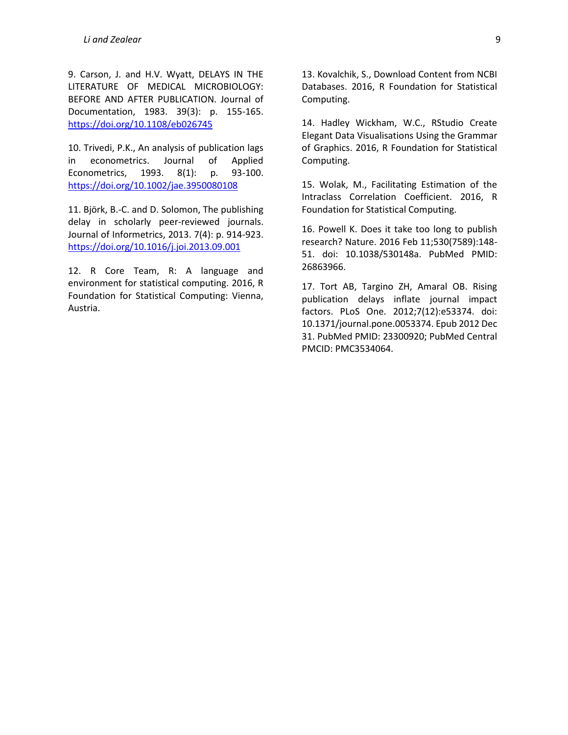9. Carson, J. and H.V. Wyatt, DELAYS IN THE LITERATURE OF MEDICAL MICROBIOLOGY: BEFORE AND AFTER PUBLICATION. Journal of Documentation, 1983. 39(3): p. 155-165. https://doi.org/10.1108/eb026745

10. Trivedi, P.K., An analysis of publication lags in econometrics. Journal of Applied Econometrics, 1993. 8(1): p. 93-100. https://doi.org/10.1002/jae.3950080108

11. Björk, B.-C. and D. Solomon, The publishing delay in scholarly peer-reviewed journals. Journal of Informetrics, 2013. 7(4): p. 914-923. https://doi.org/10.1016/j.joi.2013.09.001

12. R Core Team, R: A language and environment for statistical computing. 2016, R Foundation for Statistical Computing: Vienna, Austria.

13. Kovalchik, S., Download Content from NCBI Databases. 2016, R Foundation for Statistical Computing.

14. Hadley Wickham, W.C., RStudio Create Elegant Data Visualisations Using the Grammar of Graphics. 2016, R Foundation for Statistical Computing.

15. Wolak, M., Facilitating Estimation of the Intraclass Correlation Coefficient. 2016, R Foundation for Statistical Computing.

16. Powell K. Does it take too long to publish research? Nature. 2016 Feb 11;530(7589):148-51. doi: 10.1038/530148a. PubMed PMID: 26863966.

17. Tort AB, Targino ZH, Amaral OB. Rising publication delays inflate journal impact factors. PLoS One. 2012;7(12):e53374. doi: 10.1371/journal.pone.0053374. Epub 2012 Dec 31. PubMed PMID: 23300920; PubMed Central PMCID: PMC3534064.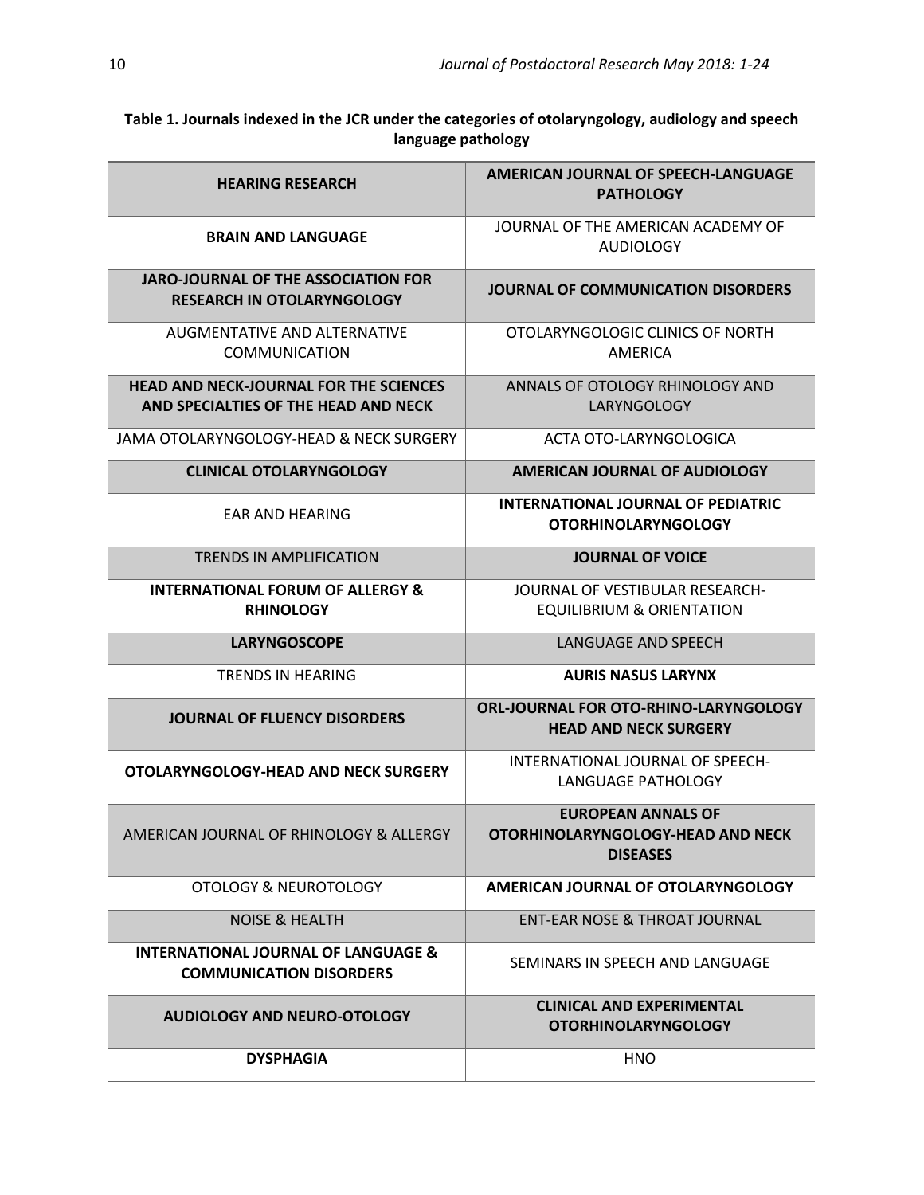**Table 1. Journals indexed in the JCR under the categories of otolaryngology, audiology and speech language pathology**

| **HEARING RESEARCH** | **AMERICAN JOURNAL OF SPEECH-LANGUAGE PATHOLOGY** |
|---|---|
| **BRAIN AND LANGUAGE** | JOURNAL OF THE AMERICAN ACADEMY OF AUDIOLOGY |
| **JARO-JOURNAL OF THE ASSOCIATION FOR RESEARCH IN OTOLARYNGOLOGY** | **JOURNAL OF COMMUNICATION DISORDERS** |
| AUGMENTATIVE AND ALTERNATIVE COMMUNICATION | OTOLARYNGOLOGIC CLINICS OF NORTH AMERICA |
| **HEAD AND NECK-JOURNAL FOR THE SCIENCES AND SPECIALTIES OF THE HEAD AND NECK** | ANNALS OF OTOLOGY RHINOLOGY AND LARYNGOLOGY |
| JAMA OTOLARYNGOLOGY-HEAD & NECK SURGERY | ACTA OTO-LARYNGOLOGICA |
| **CLINICAL OTOLARYNGOLOGY** | **AMERICAN JOURNAL OF AUDIOLOGY** |
| EAR AND HEARING | **INTERNATIONAL JOURNAL OF PEDIATRIC OTORHINOLARYNGOLOGY** |
| TRENDS IN AMPLIFICATION | **JOURNAL OF VOICE** |
| **INTERNATIONAL FORUM OF ALLERGY & RHINOLOGY** | JOURNAL OF VESTIBULAR RESEARCH-EQUILIBRIUM & ORIENTATION |
| **LARYNGOSCOPE** | LANGUAGE AND SPEECH |
| TRENDS IN HEARING | **AURIS NASUS LARYNX** |
| **JOURNAL OF FLUENCY DISORDERS** | **ORL-JOURNAL FOR OTO-RHINO-LARYNGOLOGY HEAD AND NECK SURGERY** |
| **OTOLARYNGOLOGY-HEAD AND NECK SURGERY** | INTERNATIONAL JOURNAL OF SPEECH-LANGUAGE PATHOLOGY |
| AMERICAN JOURNAL OF RHINOLOGY & ALLERGY | **EUROPEAN ANNALS OF OTORHINOLARYNGOLOGY-HEAD AND NECK DISEASES** |
| OTOLOGY & NEUROTOLOGY | **AMERICAN JOURNAL OF OTOLARYNGOLOGY** |
| NOISE & HEALTH | ENT-EAR NOSE & THROAT JOURNAL |
| **INTERNATIONAL JOURNAL OF LANGUAGE & COMMUNICATION DISORDERS** | SEMINARS IN SPEECH AND LANGUAGE |
| **AUDIOLOGY AND NEURO-OTOLOGY** | **CLINICAL AND EXPERIMENTAL OTORHINOLARYNGOLOGY** |
| **DYSPHAGIA** | HNO |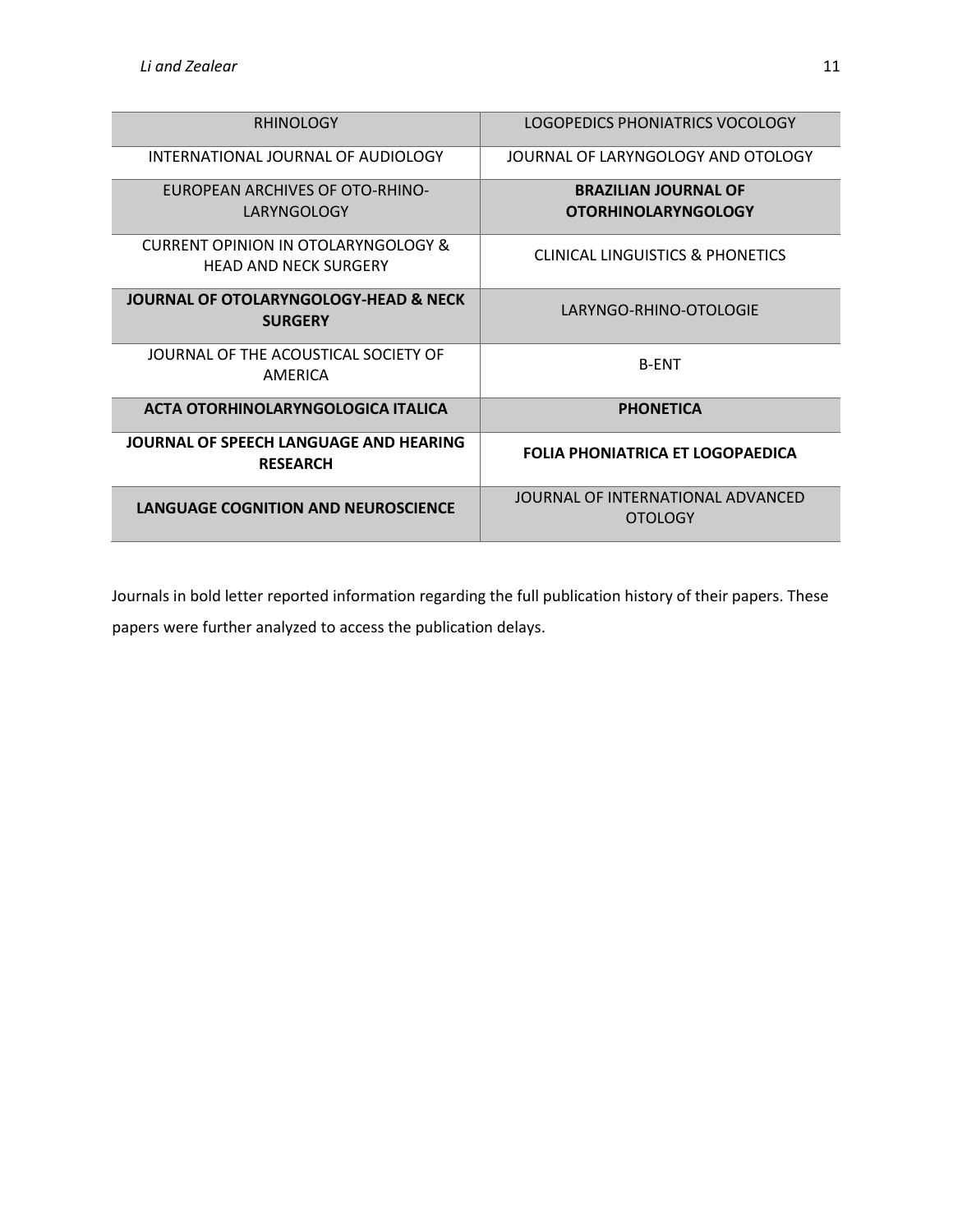| RHINOLOGY | LOGOPEDICS PHONIATRICS VOCOLOGY |
|---|---|
| INTERNATIONAL JOURNAL OF AUDIOLOGY | JOURNAL OF LARYNGOLOGY AND OTOLOGY |
| EUROPEAN ARCHIVES OF OTO-RHINO-LARYNGOLOGY | **BRAZILIAN JOURNAL OF OTORHINOLARYNGOLOGY** |
| CURRENT OPINION IN OTOLARYNGOLOGY & HEAD AND NECK SURGERY | CLINICAL LINGUISTICS & PHONETICS |
| **JOURNAL OF OTOLARYNGOLOGY-HEAD & NECK SURGERY** | LARYNGO-RHINO-OTOLOGIE |
| JOURNAL OF THE ACOUSTICAL SOCIETY OF AMERICA | B-ENT |
| **ACTA OTORHINOLARYNGOLOGICA ITALICA** | **PHONETICA** |
| **JOURNAL OF SPEECH LANGUAGE AND HEARING RESEARCH** | **FOLIA PHONIATRICA ET LOGOPAEDICA** |
| **LANGUAGE COGNITION AND NEUROSCIENCE** | JOURNAL OF INTERNATIONAL ADVANCED OTOLOGY |

Journals in bold letter reported information regarding the full publication history of their papers. These papers were further analyzed to access the publication delays.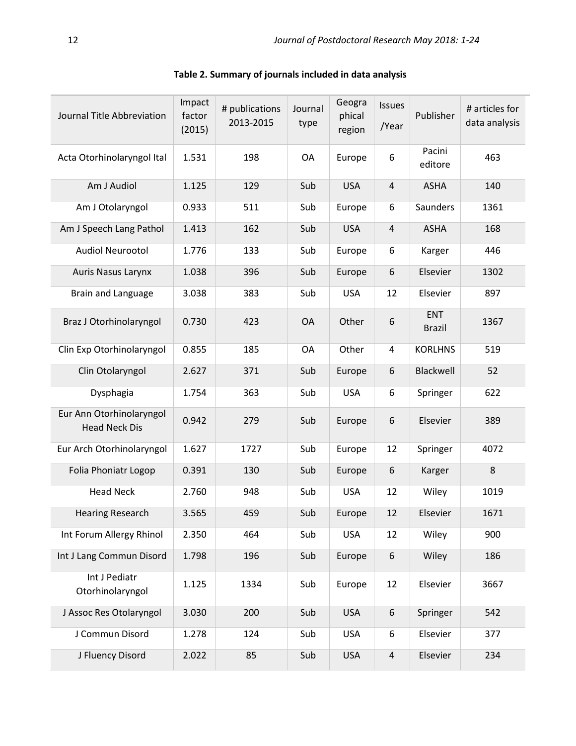**Table 2. Summary of journals included in data analysis**

| Journal Title Abbreviation | Impact factor (2015) | # publications 2013-2015 | Journal type | Geographical region | Issues /Year | Publisher | # articles for data analysis |
|---|---|---|---|---|---|---|---|
| Acta Otorhinolaryngol Ital | 1.531 | 198 | OA | Europe | 6 | Pacini editore | 463 |
| Am J Audiol | 1.125 | 129 | Sub | USA | 4 | ASHA | 140 |
| Am J Otolaryngol | 0.933 | 511 | Sub | Europe | 6 | Saunders | 1361 |
| Am J Speech Lang Pathol | 1.413 | 162 | Sub | USA | 4 | ASHA | 168 |
| Audiol Neurootol | 1.776 | 133 | Sub | Europe | 6 | Karger | 446 |
| Auris Nasus Larynx | 1.038 | 396 | Sub | Europe | 6 | Elsevier | 1302 |
| Brain and Language | 3.038 | 383 | Sub | USA | 12 | Elsevier | 897 |
| Braz J Otorhinolaryngol | 0.730 | 423 | OA | Other | 6 | ENT Brazil | 1367 |
| Clin Exp Otorhinolaryngol | 0.855 | 185 | OA | Other | 4 | KORLHNS | 519 |
| Clin Otolaryngol | 2.627 | 371 | Sub | Europe | 6 | Blackwell | 52 |
| Dysphagia | 1.754 | 363 | Sub | USA | 6 | Springer | 622 |
| Eur Ann Otorhinolaryngol Head Neck Dis | 0.942 | 279 | Sub | Europe | 6 | Elsevier | 389 |
| Eur Arch Otorhinolaryngol | 1.627 | 1727 | Sub | Europe | 12 | Springer | 4072 |
| Folia Phoniatr Logop | 0.391 | 130 | Sub | Europe | 6 | Karger | 8 |
| Head Neck | 2.760 | 948 | Sub | USA | 12 | Wiley | 1019 |
| Hearing Research | 3.565 | 459 | Sub | Europe | 12 | Elsevier | 1671 |
| Int Forum Allergy Rhinol | 2.350 | 464 | Sub | USA | 12 | Wiley | 900 |
| Int J Lang Commun Disord | 1.798 | 196 | Sub | Europe | 6 | Wiley | 186 |
| Int J Pediatr Otorhinolaryngol | 1.125 | 1334 | Sub | Europe | 12 | Elsevier | 3667 |
| J Assoc Res Otolaryngol | 3.030 | 200 | Sub | USA | 6 | Springer | 542 |
| J Commun Disord | 1.278 | 124 | Sub | USA | 6 | Elsevier | 377 |
| J Fluency Disord | 2.022 | 85 | Sub | USA | 4 | Elsevier | 234 |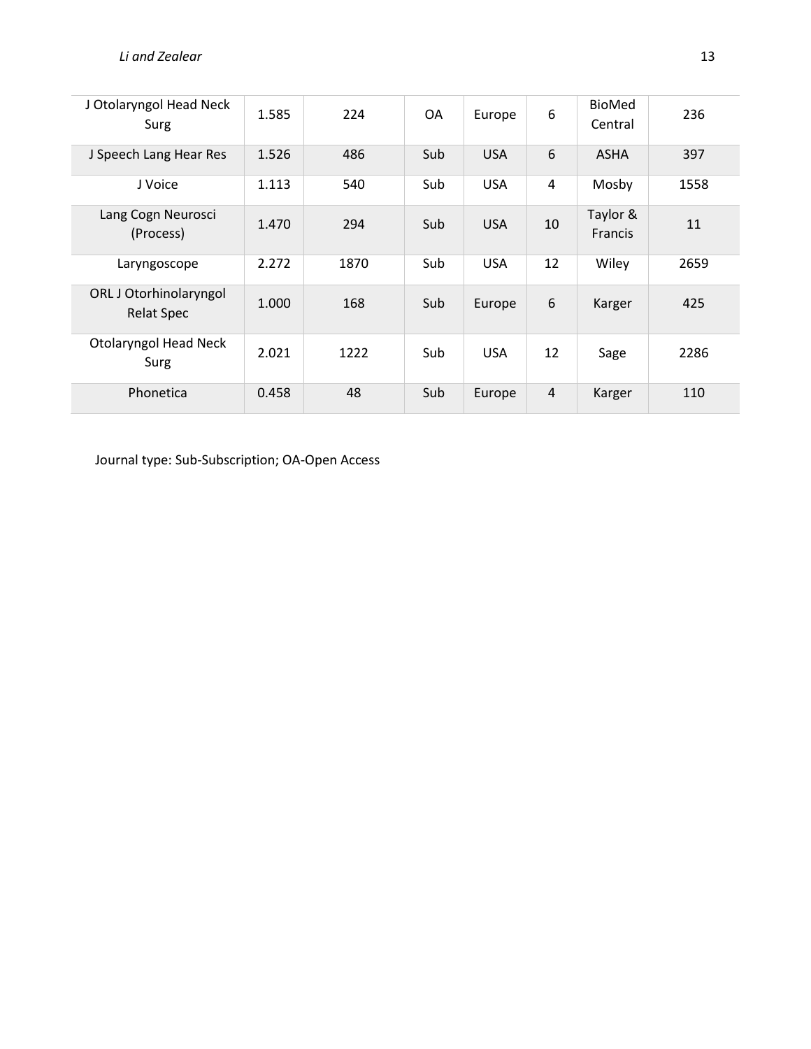| | | | | | | | |
|---|---|---|---|---|---|---|---|
| J Otolaryngol Head Neck Surg | 1.585 | 224 | OA | Europe | 6 | BioMed Central | 236 |
| J Speech Lang Hear Res | 1.526 | 486 | Sub | USA | 6 | ASHA | 397 |
| J Voice | 1.113 | 540 | Sub | USA | 4 | Mosby | 1558 |
| Lang Cogn Neurosci (Process) | 1.470 | 294 | Sub | USA | 10 | Taylor & Francis | 11 |
| Laryngoscope | 2.272 | 1870 | Sub | USA | 12 | Wiley | 2659 |
| ORL J Otorhinolaryngol Relat Spec | 1.000 | 168 | Sub | Europe | 6 | Karger | 425 |
| Otolaryngol Head Neck Surg | 2.021 | 1222 | Sub | USA | 12 | Sage | 2286 |
| Phonetica | 0.458 | 48 | Sub | Europe | 4 | Karger | 110 |

Journal type: Sub-Subscription; OA-Open Access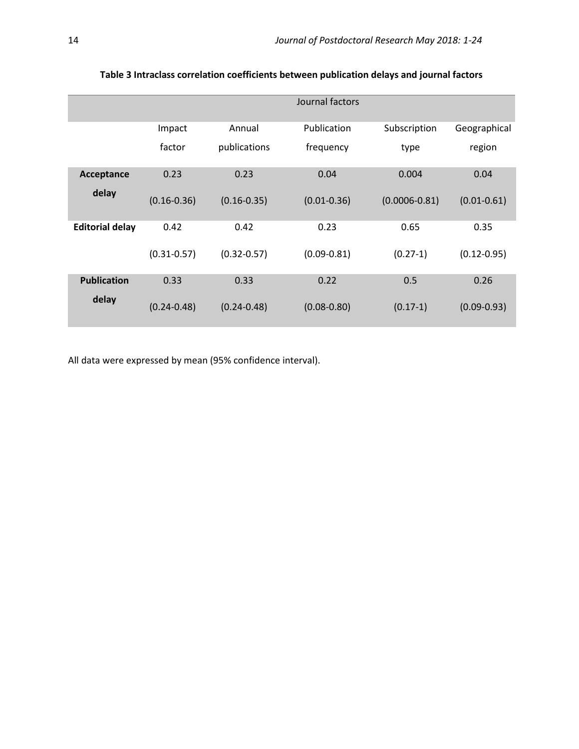**Table 3 Intraclass correlation coefficients between publication delays and journal factors**

| | Journal factors | | | | |
|---|---|---|---|---|---|
| | Impact factor | Annual publications | Publication frequency | Subscription type | Geographical region |
| **Acceptance delay** | 0.23 (0.16-0.36) | 0.23 (0.16-0.35) | 0.04 (0.01-0.36) | 0.004 (0.0006-0.81) | 0.04 (0.01-0.61) |
| **Editorial delay** | 0.42 (0.31-0.57) | 0.42 (0.32-0.57) | 0.23 (0.09-0.81) | 0.65 (0.27-1) | 0.35 (0.12-0.95) |
| **Publication delay** | 0.33 (0.24-0.48) | 0.33 (0.24-0.48) | 0.22 (0.08-0.80) | 0.5 (0.17-1) | 0.26 (0.09-0.93) |

All data were expressed by mean (95% confidence interval).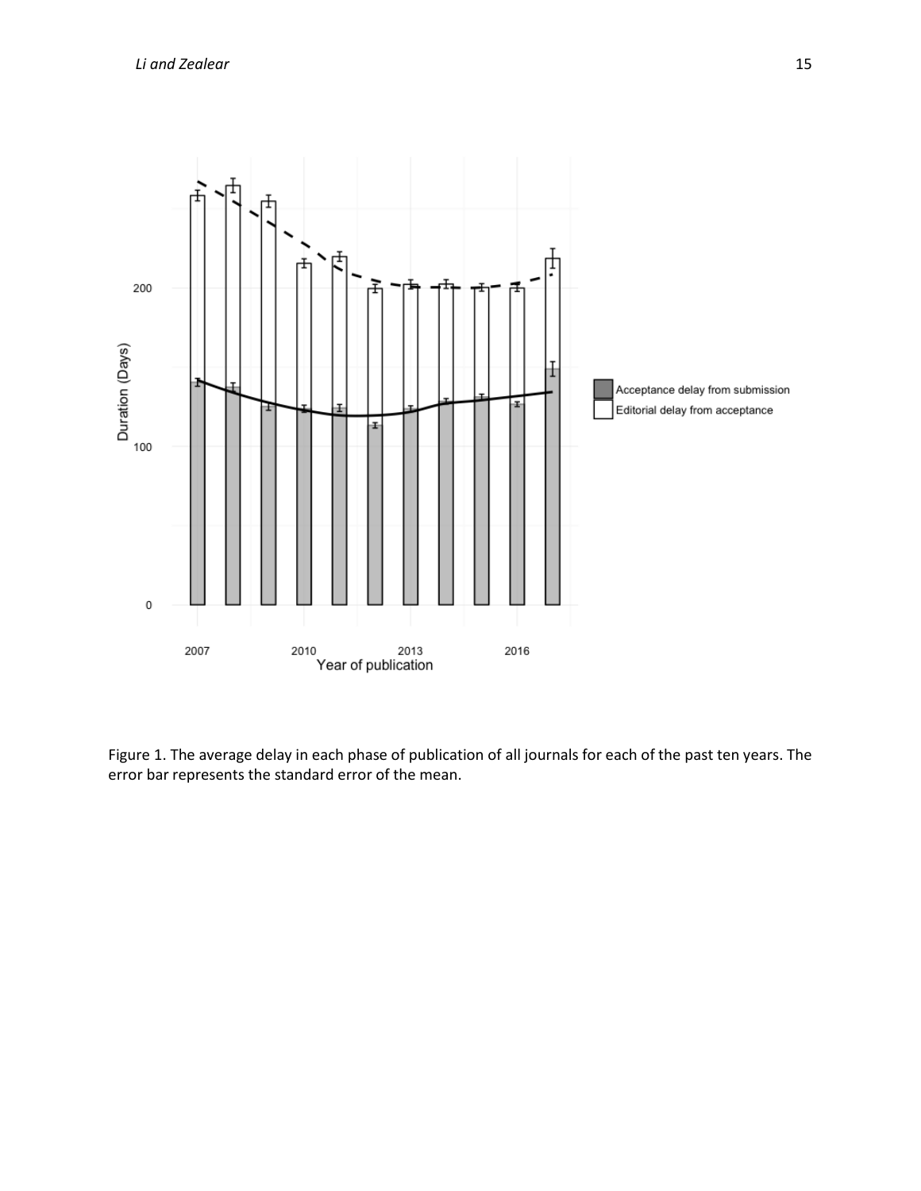Figure 1. The average delay in each phase of publication of all journals for each of the past ten years. The error bar represents the standard error of the mean.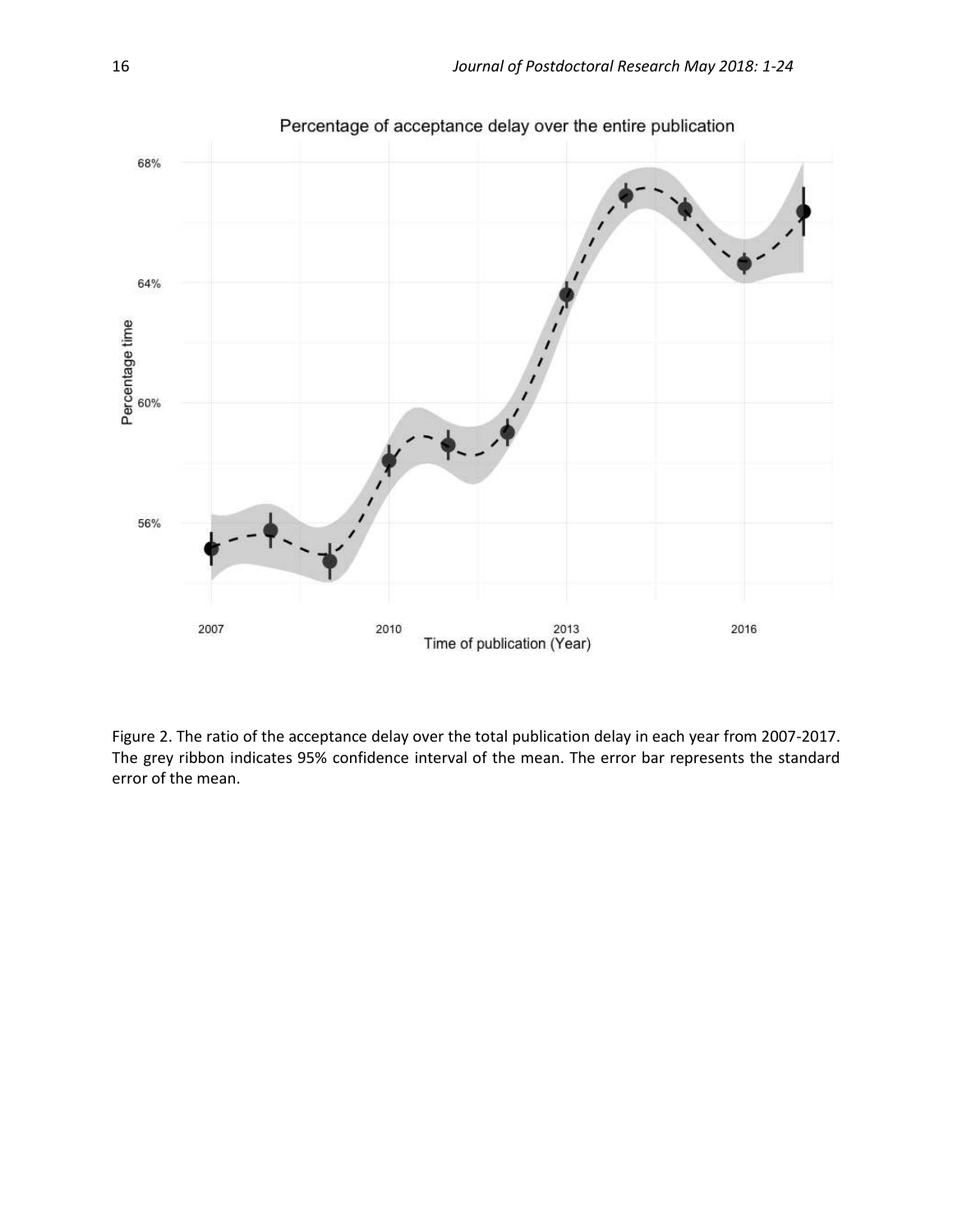Figure 2. The ratio of the acceptance delay over the total publication delay in each year from 2007-2017. The grey ribbon indicates 95% confidence interval of the mean. The error bar represents the standard error of the mean.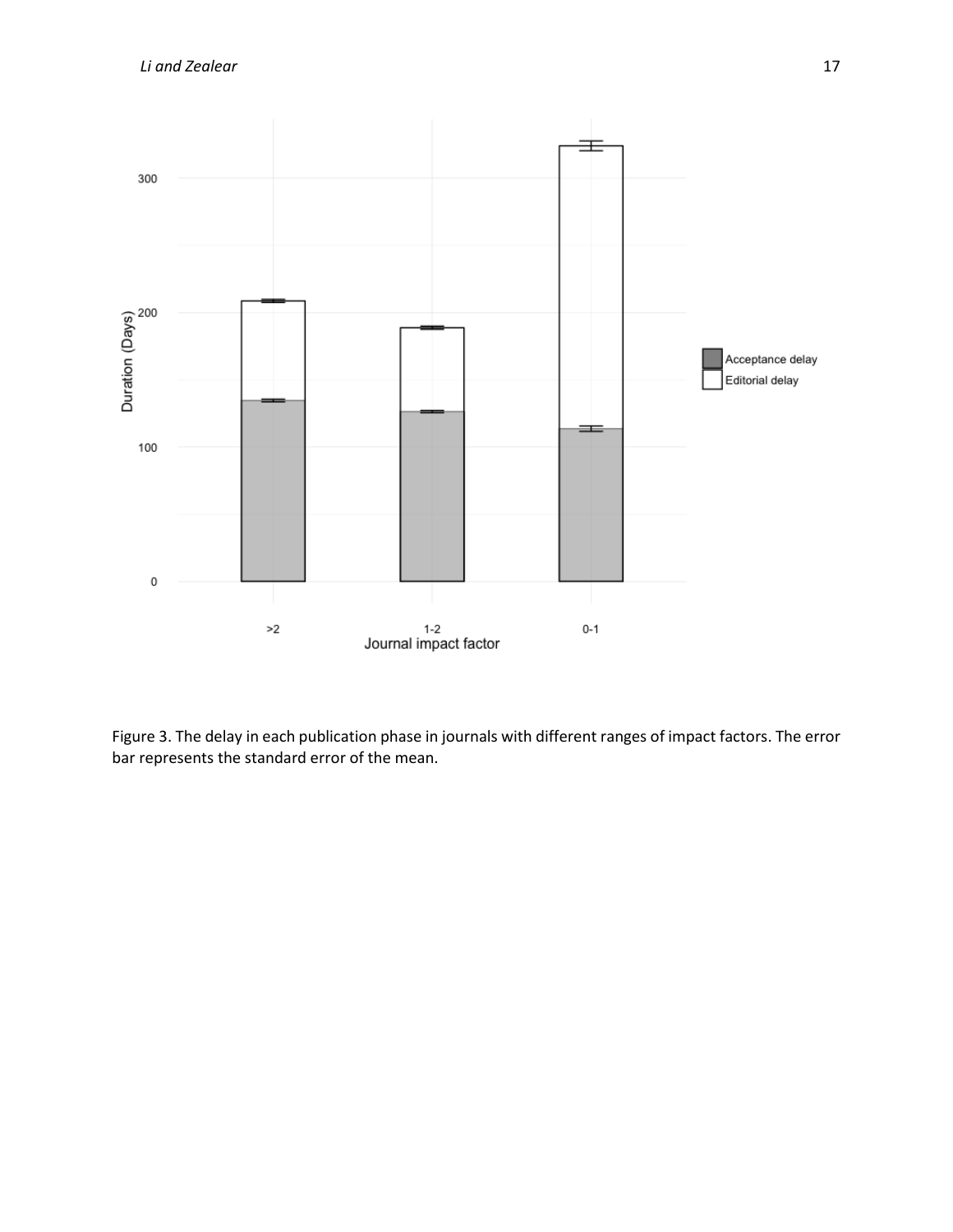Figure 3. The delay in each publication phase in journals with different ranges of impact factors. The error bar represents the standard error of the mean.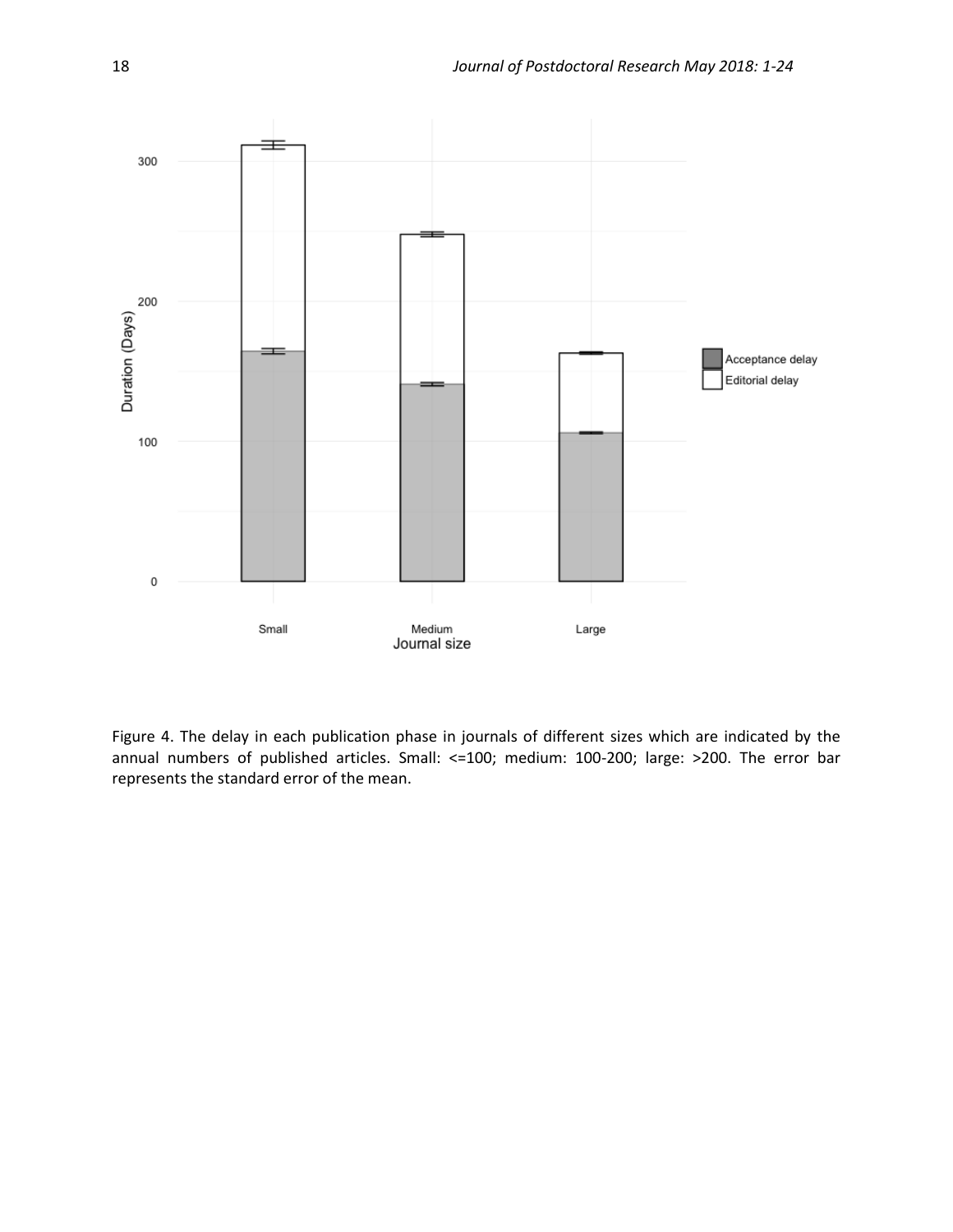Figure 4. The delay in each publication phase in journals of different sizes which are indicated by the annual numbers of published articles. Small: <=100; medium: 100-200; large: >200. The error bar represents the standard error of the mean.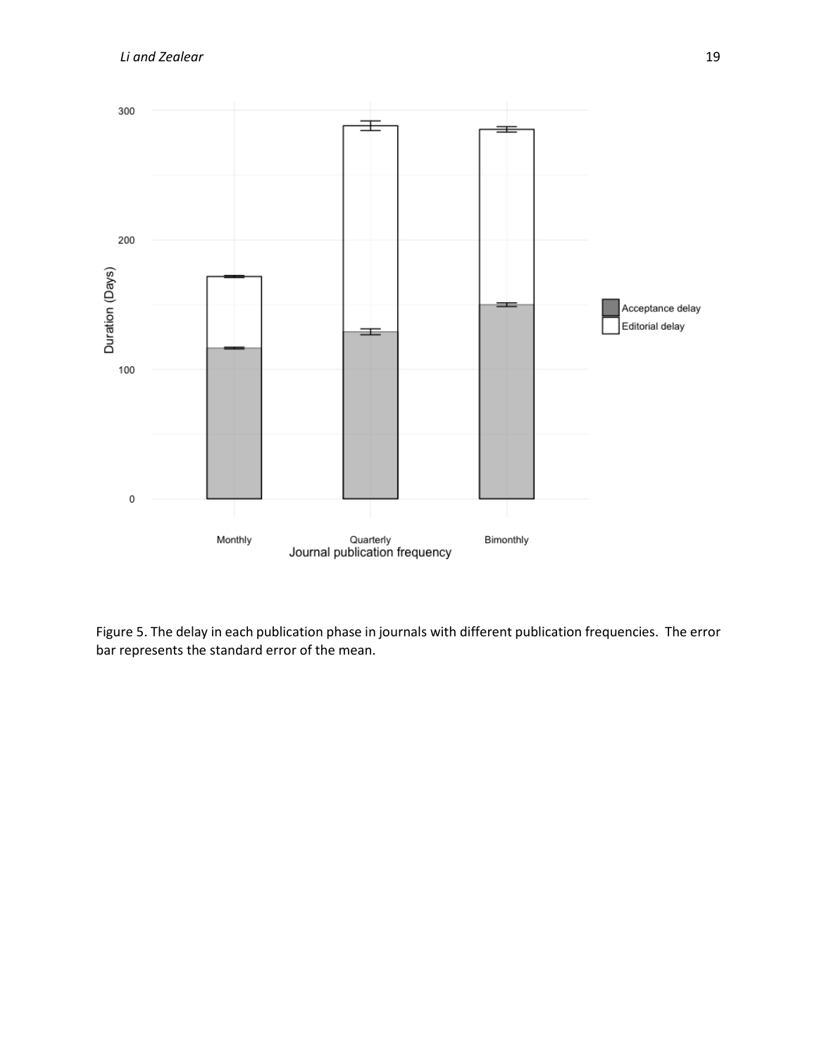Figure 5. The delay in each publication phase in journals with different publication frequencies. The error bar represents the standard error of the mean.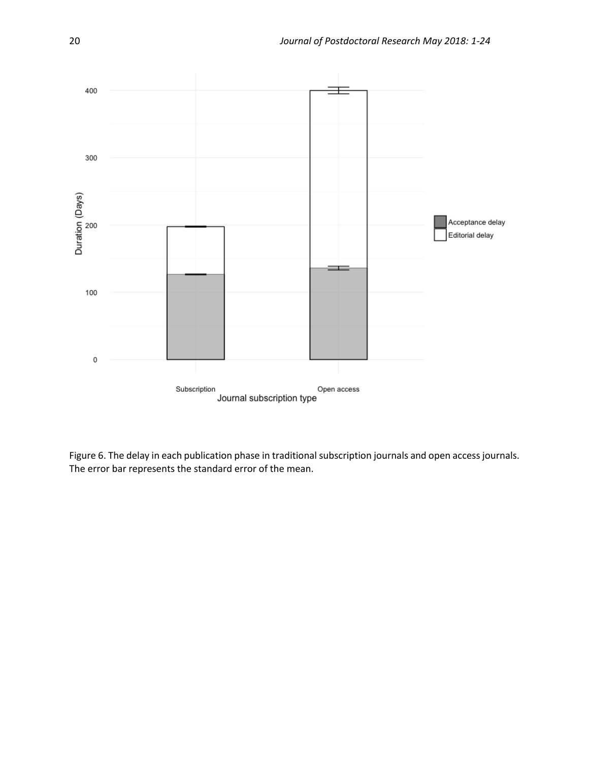Figure 6. The delay in each publication phase in traditional subscription journals and open access journals. The error bar represents the standard error of the mean.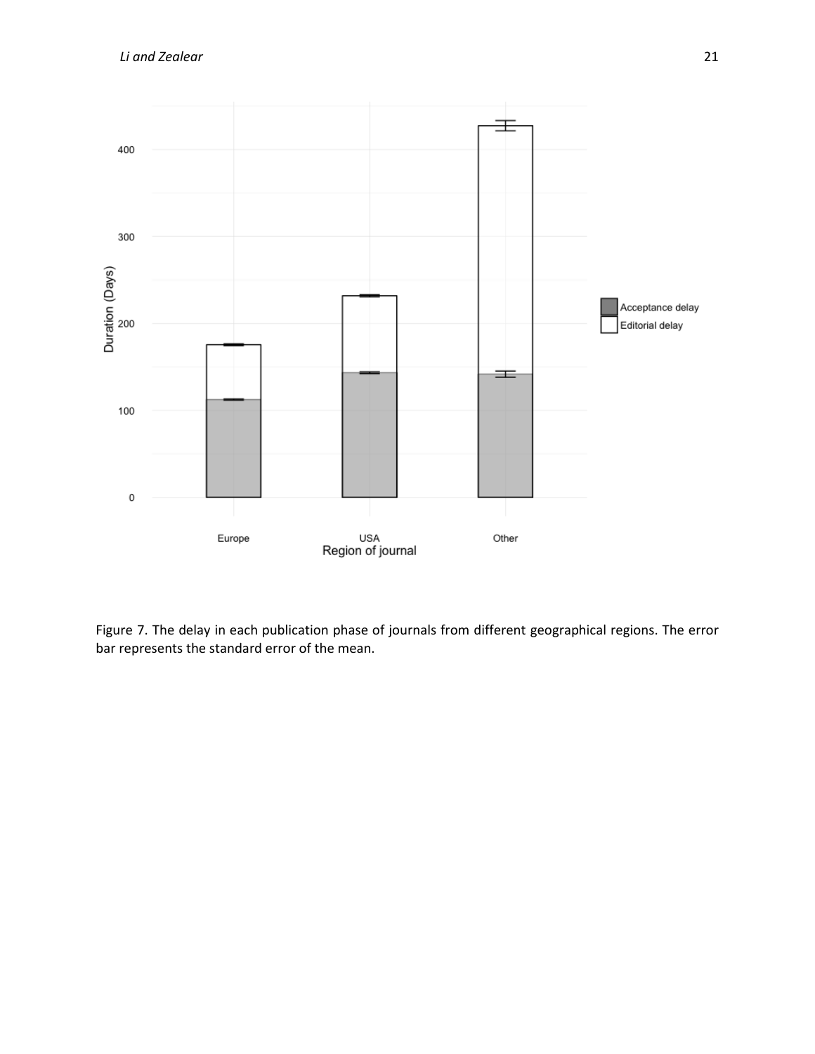Figure 7. The delay in each publication phase of journals from different geographical regions. The error bar represents the standard error of the mean.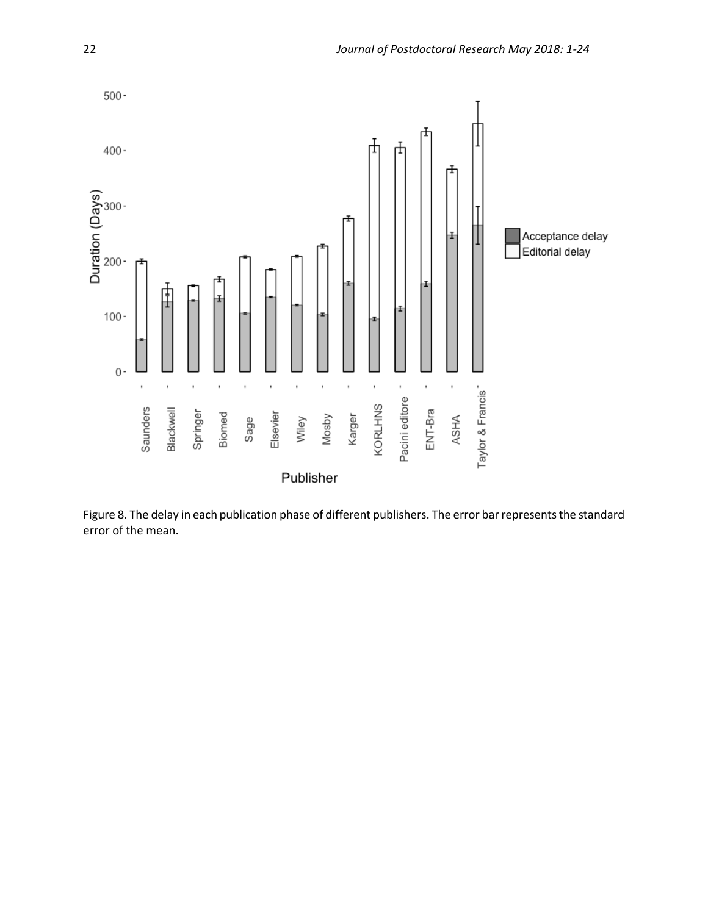Figure 8. The delay in each publication phase of different publishers. The error bar represents the standard error of the mean.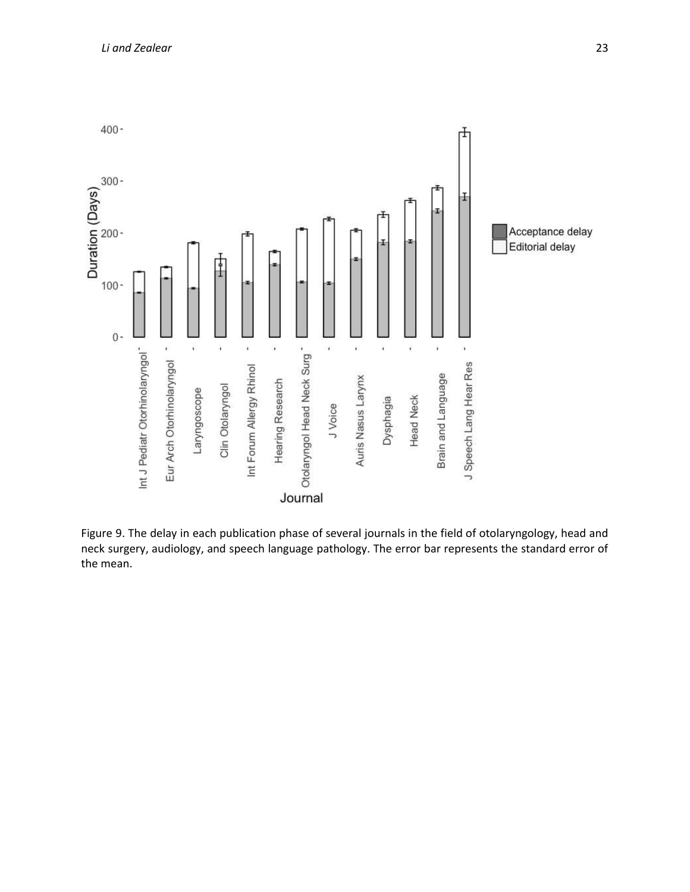Figure 9. The delay in each publication phase of several journals in the field of otolaryngology, head and neck surgery, audiology, and speech language pathology. The error bar represents the standard error of the mean.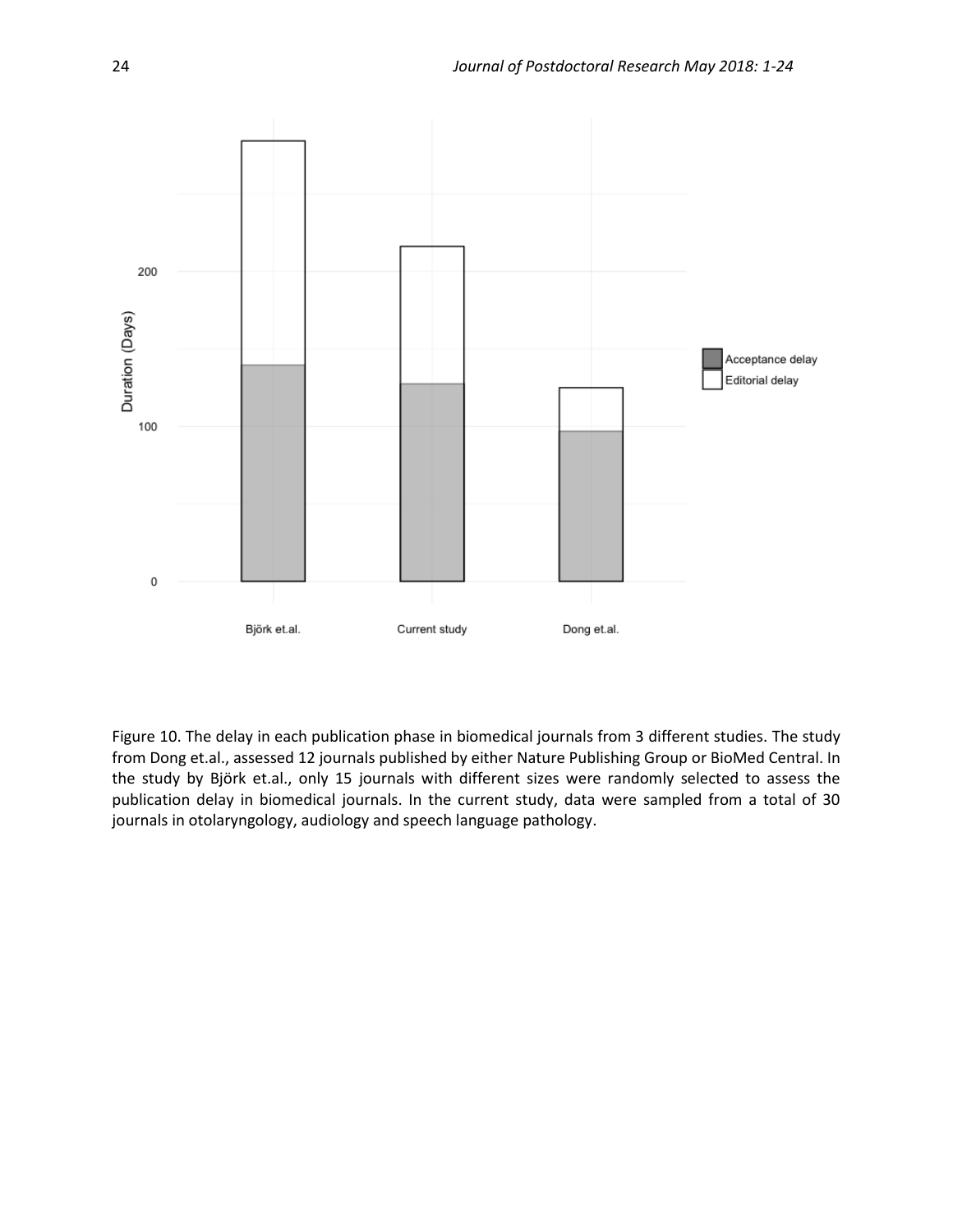Duration (Days)

0

100

200

Acceptance delay

Editorial delay

Björk et.al.

Current study

Dong et.al.

Figure 10. The delay in each publication phase in biomedical journals from 3 different studies. The study from Dong et.al., assessed 12 journals published by either Nature Publishing Group or BioMed Central. In the study by Björk et.al., only 15 journals with different sizes were randomly selected to assess the publication delay in biomedical journals. In the current study, data were sampled from a total of 30 journals in otolaryngology, audiology and speech language pathology.